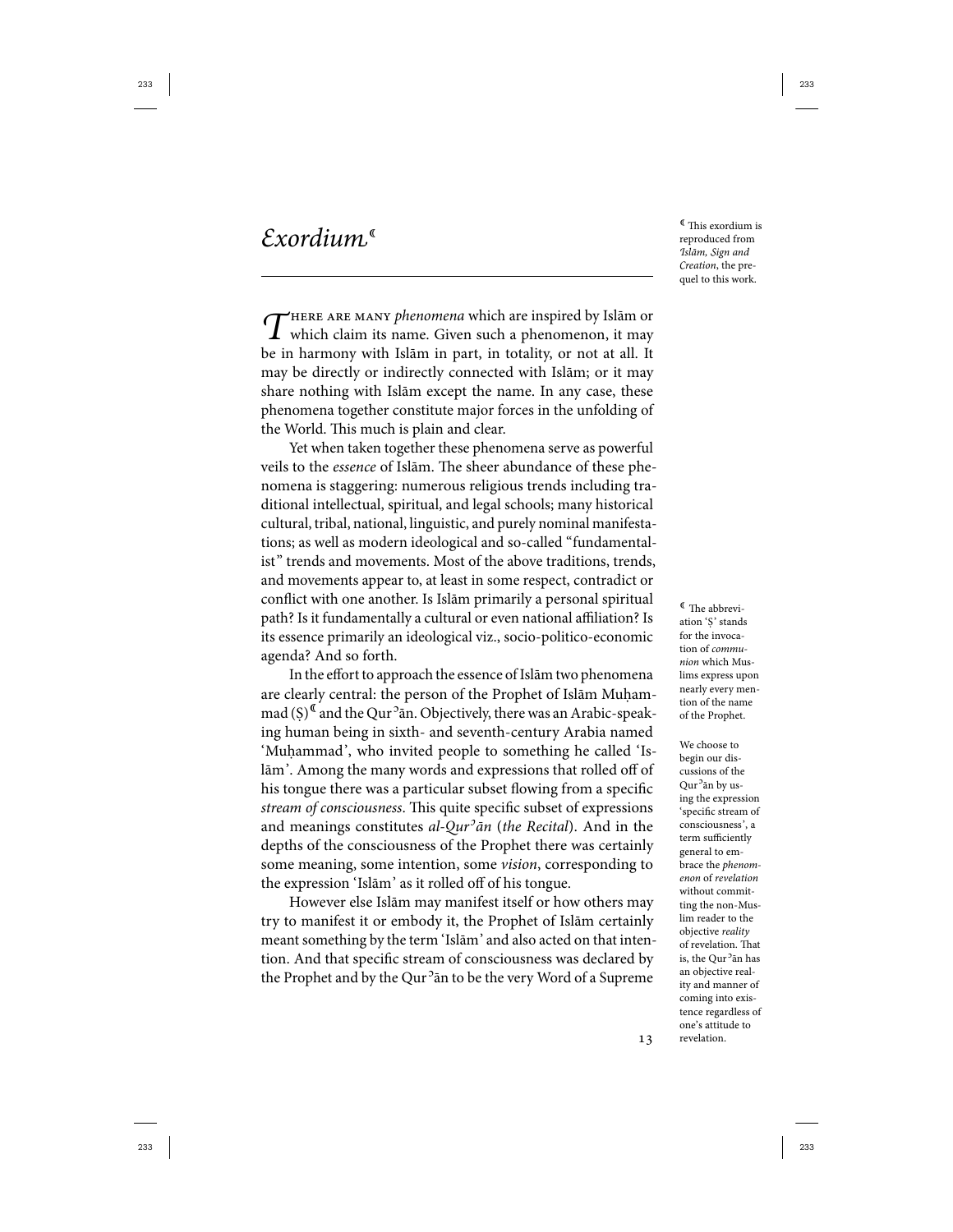# *Exordium*[ℂ]

[ℂ] This exordium is reproduced from *Islām, Sign and Creation*, the prequel to this work.

There are many *phenomena* which are inspired by Islām or which claim its name. Given such a phenomenon, it may be in harmony with Islām in part, in totality, or not at all. It may be directly or indirectly connected with Islām; or it may share nothing with Islām except the name. In any case, these phenomena together constitute major forces in the unfolding of the World. This much is plain and clear.

Yet when taken together these phenomena serve as powerful veils to the *essence* of Islām. The sheer abundance of these phenomena is staggering: numerous religious trends including traditional intellectual, spiritual, and legal schools; many historical cultural, tribal, national, linguistic, and purely nominal manifestations; as well as modern ideological and so-called "fundamentalist" trends and movements. Most of the above traditions, trends, and movements appear to, at least in some respect, contradict or conflict with one another. Is Islām primarily a personal spiritual path? Is it fundamentally a cultural or even national affiliation? Is its essence primarily an ideological viz., socio-politico-economic agenda? And so forth.

In the effort to approach the essence of Islām two phenomena are clearly central: the person of the Prophet of Islām Muḥammad (Ṣ)[ℂ] and the Qurʾān. Objectively, there was an Arabic-speaking human being in sixth- and seventh-century Arabia named 'Muḥammad', who invited people to something he called 'Islām'. Among the many words and expressions that rolled off of his tongue there was a particular subset flowing from a specific *stream of consciousness*. This quite specific subset of expressions and meanings constitutes *al-Qurʾān* (*the Recital*). And in the depths of the consciousness of the Prophet there was certainly some meaning, some intention, some *vision*, corresponding to the expression 'Islām' as it rolled off of his tongue.

[ℂ] The abbreviation 'Ṣ' stands for the invocation of *communion* which Muslims express upon nearly every mention of the name of the Prophet.

We choose to begin our discussions of the Qurʾān by using the expression 'specific stream of consciousness', a term sufficiently general to embrace the *phenomenon* of *revelation* without committing the non-Muslim reader to the objective *reality* of revelation. That is, the Qurʾān has an objective reality and manner of coming into existence regardless of one's attitude to revelation.

However else Islām may manifest itself or how others may try to manifest it or embody it, the Prophet of Islām certainly meant something by the term 'Islām' and also acted on that intention. And that specific stream of consciousness was declared by the Prophet and by the Qurʾān to be the very Word of a Supreme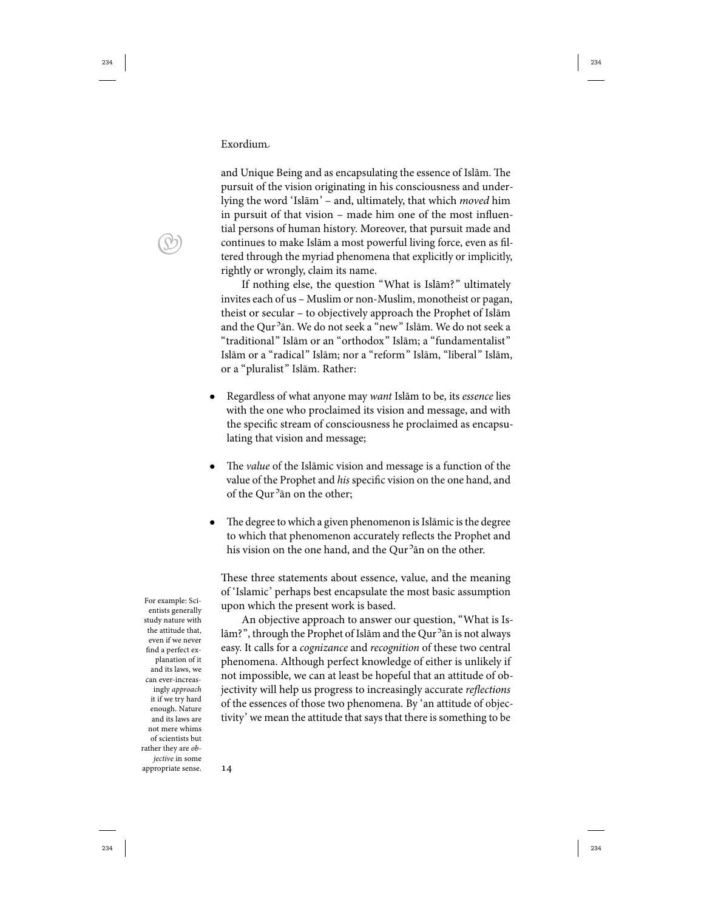and Unique Being and as encapsulating the essence of Islām. The pursuit of the vision originating in his consciousness and underlying the word 'Islām' – and, ultimately, that which *moved* him in pursuit of that vision – made him one of the most influential persons of human history. Moreover, that pursuit made and continues to make Islām a most powerful living force, even as filtered through the myriad phenomena that explicitly or implicitly, rightly or wrongly, claim its name.

If nothing else, the question "What is Islām?" ultimately invites each of us – Muslim or non-Muslim, monotheist or pagan, theist or secular – to objectively approach the Prophet of Islām and the Qurʾān. We do not seek a "new" Islām. We do not seek a "traditional" Islām or an "orthodox" Islām; a "fundamentalist" Islām or a "radical" Islām; nor a "reform" Islām, "liberal" Islām, or a "pluralist" Islām. Rather:

- Regardless of what anyone may *want* Islām to be, its *essence* lies with the one who proclaimed its vision and message, and with the specific stream of consciousness he proclaimed as encapsulating that vision and message;

- The *value* of the Islāmic vision and message is a function of the value of the Prophet and *his* specific vision on the one hand, and of the Qurʾān on the other;

- The degree to which a given phenomenon is Islāmic is the degree to which that phenomenon accurately reflects the Prophet and his vision on the one hand, and the Qurʾān on the other.

These three statements about essence, value, and the meaning of 'Islamic' perhaps best encapsulate the most basic assumption upon which the present work is based.

An objective approach to answer our question, "What is Islām?", through the Prophet of Islām and the Qurʾān is not always easy. It calls for a *cognizance* and *recognition* of these two central phenomena. Although perfect knowledge of either is unlikely if not impossible, we can at least be hopeful that an attitude of objectivity will help us progress to increasingly accurate *reflections* of the essences of those two phenomena. By 'an attitude of objectivity' we mean the attitude that says that there is something to be

For example: Scientists generally study nature with the attitude that, even if we never find a perfect explanation of it and its laws, we can ever-increasingly *approach* it if we try hard enough. Nature and its laws are not mere whims of scientists but rather they are *objective* in some appropriate sense.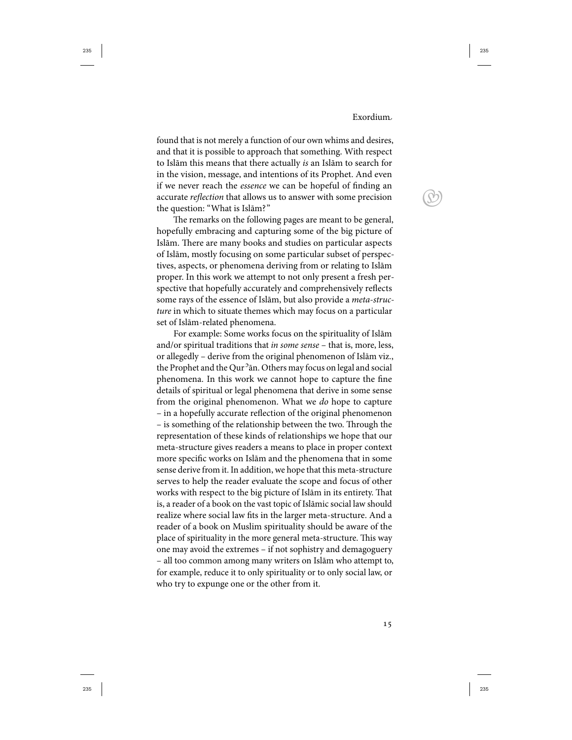found that is not merely a function of our own whims and desires, and that it is possible to approach that something. With respect to Islām this means that there actually *is* an Islām to search for in the vision, message, and intentions of its Prophet. And even if we never reach the *essence* we can be hopeful of finding an accurate *reflection* that allows us to answer with some precision the question: "What is Islām?"

The remarks on the following pages are meant to be general, hopefully embracing and capturing some of the big picture of Islām. There are many books and studies on particular aspects of Islām, mostly focusing on some particular subset of perspectives, aspects, or phenomena deriving from or relating to Islām proper. In this work we attempt to not only present a fresh perspective that hopefully accurately and comprehensively reflects some rays of the essence of Islām, but also provide a *meta-structure* in which to situate themes which may focus on a particular set of Islām-related phenomena.

For example: Some works focus on the spirituality of Islām and/or spiritual traditions that *in some sense* – that is, more, less, or allegedly – derive from the original phenomenon of Islām viz., the Prophet and the Qurʾān. Others may focus on legal and social phenomena. In this work we cannot hope to capture the fine details of spiritual or legal phenomena that derive in some sense from the original phenomenon. What we *do* hope to capture – in a hopefully accurate reflection of the original phenomenon – is something of the relationship between the two. Through the representation of these kinds of relationships we hope that our meta-structure gives readers a means to place in proper context more specific works on Islām and the phenomena that in some sense derive from it. In addition, we hope that this meta-structure serves to help the reader evaluate the scope and focus of other works with respect to the big picture of Islām in its entirety. That is, a reader of a book on the vast topic of Islāmic social law should realize where social law fits in the larger meta-structure. And a reader of a book on Muslim spirituality should be aware of the place of spirituality in the more general meta-structure. This way one may avoid the extremes – if not sophistry and demagoguery – all too common among many writers on Islām who attempt to, for example, reduce it to only spirituality or to only social law, or who try to expunge one or the other from it.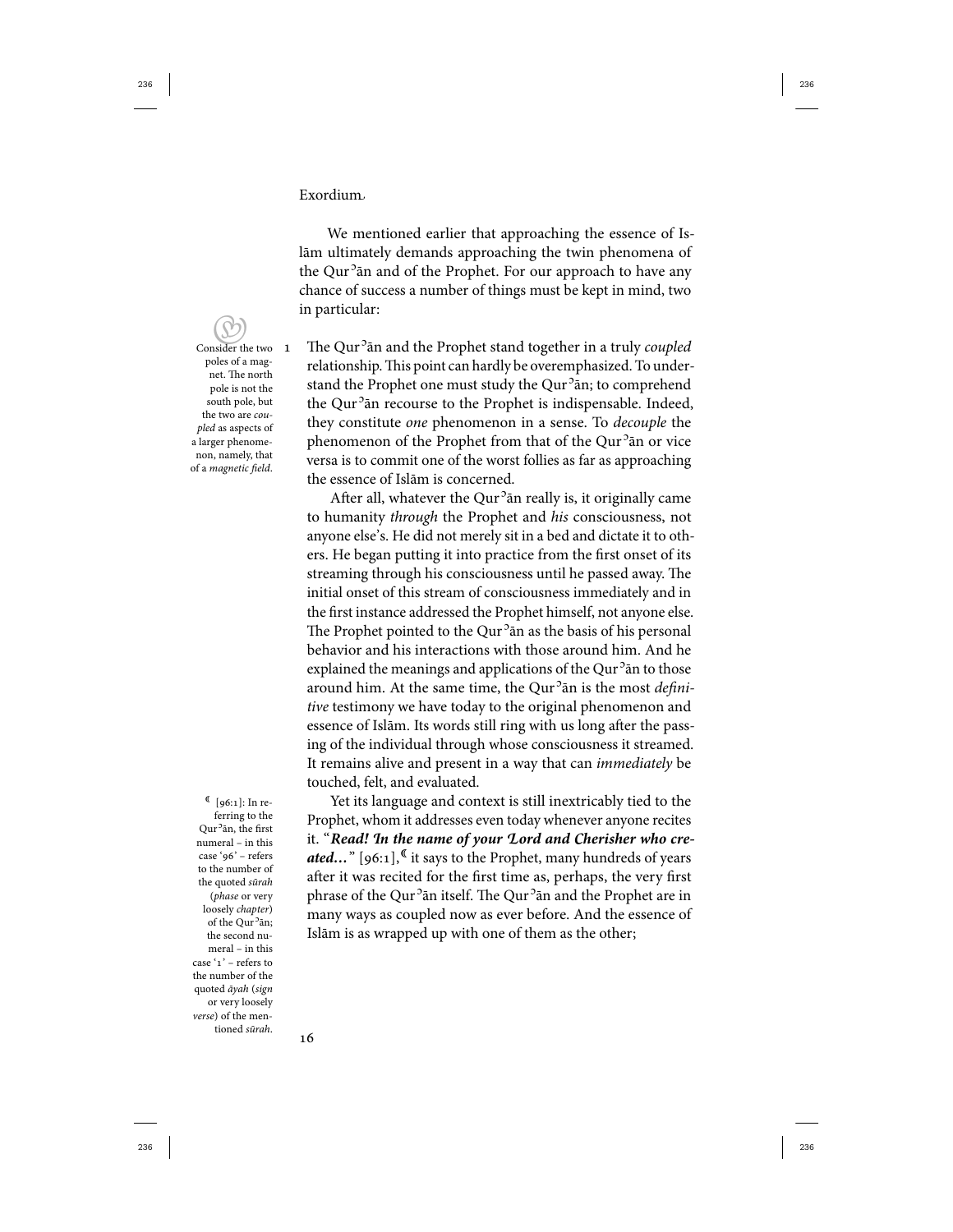Exordium

We mentioned earlier that approaching the essence of Islām ultimately demands approaching the twin phenomena of the Qurʾān and of the Prophet. For our approach to have any chance of success a number of things must be kept in mind, two in particular:

Consider the two poles of a magnet. The north pole is not the south pole, but the two are *coupled* as aspects of a larger phenomenon, namely, that of a *magnetic field*.

1 The Qurʾān and the Prophet stand together in a truly *coupled* relationship. This point can hardly be overemphasized. To understand the Prophet one must study the Qurʾān; to comprehend the Qurʾān recourse to the Prophet is indispensable. Indeed, they constitute *one* phenomenon in a sense. To *decouple* the phenomenon of the Prophet from that of the Qurʾān or vice versa is to commit one of the worst follies as far as approaching the essence of Islām is concerned.

After all, whatever the Qurʾān really is, it originally came to humanity *through* the Prophet and *his* consciousness, not anyone else's. He did not merely sit in a bed and dictate it to others. He began putting it into practice from the first onset of its streaming through his consciousness until he passed away. The initial onset of this stream of consciousness immediately and in the first instance addressed the Prophet himself, not anyone else. The Prophet pointed to the Qurʾān as the basis of his personal behavior and his interactions with those around him. And he explained the meanings and applications of the Qurʾān to those around him. At the same time, the Qurʾān is the most *definitive* testimony we have today to the original phenomenon and essence of Islām. Its words still ring with us long after the passing of the individual through whose consciousness it streamed. It remains alive and present in a way that can *immediately* be touched, felt, and evaluated.

Yet its language and context is still inextricably tied to the Prophet, whom it addresses even today whenever anyone recites it. "***Read! In the name of your Lord and Cherisher who created…***" [96:1], it says to the Prophet, many hundreds of years after it was recited for the first time as, perhaps, the very first phrase of the Qurʾān itself. The Qurʾān and the Prophet are in many ways as coupled now as ever before. And the essence of Islām is as wrapped up with one of them as the other;

[96:1]: In referring to the Qurʾān, the first numeral – in this case '96' – refers to the number of the quoted *sūrah* (*phase* or very loosely *chapter*) of the Qurʾān; the second numeral – in this case '1' – refers to the number of the quoted *āyah* (*sign* or very loosely *verse*) of the mentioned *sūrah*.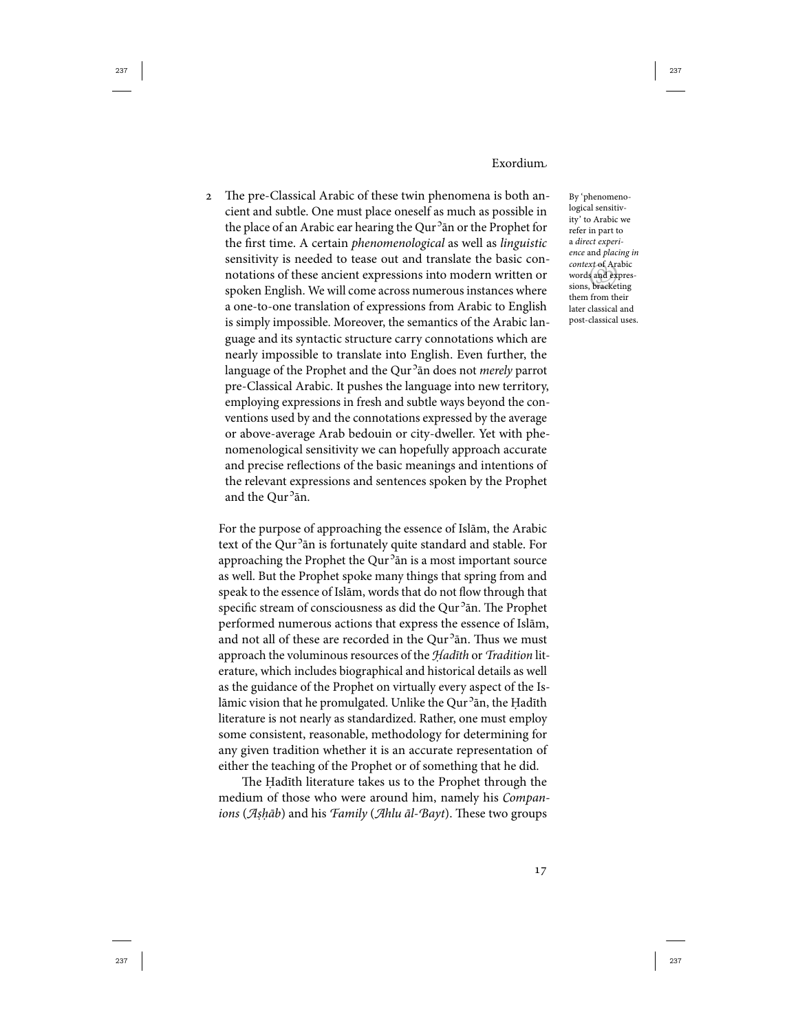2 The pre-Classical Arabic of these twin phenomena is both ancient and subtle. One must place oneself as much as possible in the place of an Arabic ear hearing the Qurʾān or the Prophet for the first time. A certain *phenomenological* as well as *linguistic* sensitivity is needed to tease out and translate the basic connotations of these ancient expressions into modern written or spoken English. We will come across numerous instances where a one-to-one translation of expressions from Arabic to English is simply impossible. Moreover, the semantics of the Arabic language and its syntactic structure carry connotations which are nearly impossible to translate into English. Even further, the language of the Prophet and the Qurʾān does not *merely* parrot pre-Classical Arabic. It pushes the language into new territory, employing expressions in fresh and subtle ways beyond the conventions used by and the connotations expressed by the average or above-average Arab bedouin or city-dweller. Yet with phenomenological sensitivity we can hopefully approach accurate and precise reflections of the basic meanings and intentions of the relevant expressions and sentences spoken by the Prophet and the Qurʾān.

By 'phenomenological sensitivity' to Arabic we refer in part to a *direct experience* and *placing in context* of Arabic words and expressions, bracketing them from their later classical and post-classical uses.

For the purpose of approaching the essence of Islām, the Arabic text of the Qurʾān is fortunately quite standard and stable. For approaching the Prophet the Qurʾān is a most important source as well. But the Prophet spoke many things that spring from and speak to the essence of Islām, words that do not flow through that specific stream of consciousness as did the Qurʾān. The Prophet performed numerous actions that express the essence of Islām, and not all of these are recorded in the Qurʾān. Thus we must approach the voluminous resources of the *Ḥadīth* or *Tradition* literature, which includes biographical and historical details as well as the guidance of the Prophet on virtually every aspect of the Islāmic vision that he promulgated. Unlike the Qurʾān, the Ḥadīth literature is not nearly as standardized. Rather, one must employ some consistent, reasonable, methodology for determining for any given tradition whether it is an accurate representation of either the teaching of the Prophet or of something that he did.

The Ḥadīth literature takes us to the Prophet through the medium of those who were around him, namely his *Companions* (*Aṣḥāb*) and his *Family* (*Ahlu āl-Bayt*). These two groups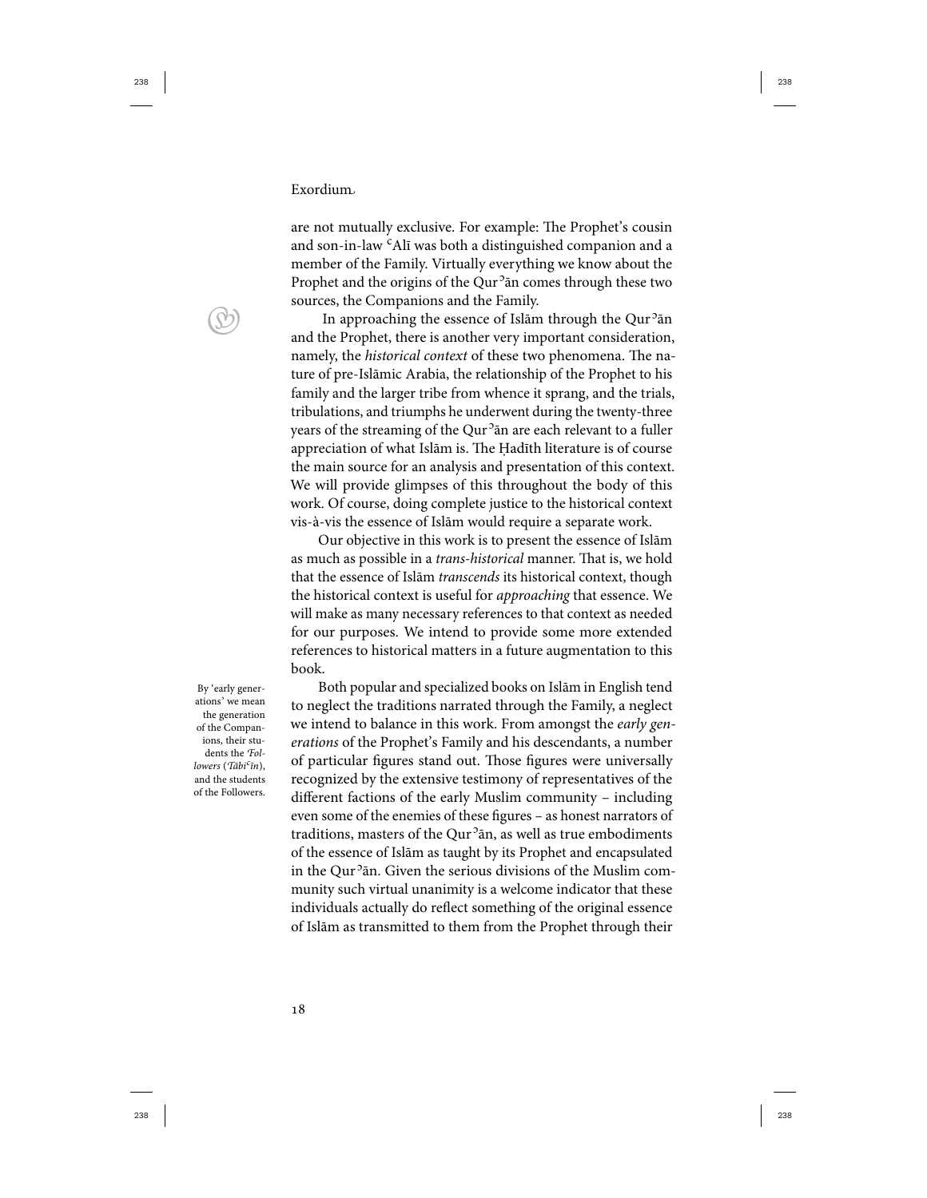are not mutually exclusive. For example: The Prophet's cousin and son-in-law ʿAlī was both a distinguished companion and a member of the Family. Virtually everything we know about the Prophet and the origins of the Qurʾān comes through these two sources, the Companions and the Family.

In approaching the essence of Islām through the Qurʾān and the Prophet, there is another very important consideration, namely, the *historical context* of these two phenomena. The nature of pre-Islāmic Arabia, the relationship of the Prophet to his family and the larger tribe from whence it sprang, and the trials, tribulations, and triumphs he underwent during the twenty-three years of the streaming of the Qurʾān are each relevant to a fuller appreciation of what Islām is. The Ḥadīth literature is of course the main source for an analysis and presentation of this context. We will provide glimpses of this throughout the body of this work. Of course, doing complete justice to the historical context vis-à-vis the essence of Islām would require a separate work.

Our objective in this work is to present the essence of Islām as much as possible in a *trans-historical* manner. That is, we hold that the essence of Islām *transcends* its historical context, though the historical context is useful for *approaching* that essence. We will make as many necessary references to that context as needed for our purposes. We intend to provide some more extended references to historical matters in a future augmentation to this book.

By 'early generations' we mean the generation of the Companions, their students the *'Followers* (*Tābiʿīn*), and the students of the Followers.

Both popular and specialized books on Islām in English tend to neglect the traditions narrated through the Family, a neglect we intend to balance in this work. From amongst the *early generations* of the Prophet's Family and his descendants, a number of particular figures stand out. Those figures were universally recognized by the extensive testimony of representatives of the different factions of the early Muslim community – including even some of the enemies of these figures – as honest narrators of traditions, masters of the Qurʾān, as well as true embodiments of the essence of Islām as taught by its Prophet and encapsulated in the Qurʾān. Given the serious divisions of the Muslim community such virtual unanimity is a welcome indicator that these individuals actually do reflect something of the original essence of Islām as transmitted to them from the Prophet through their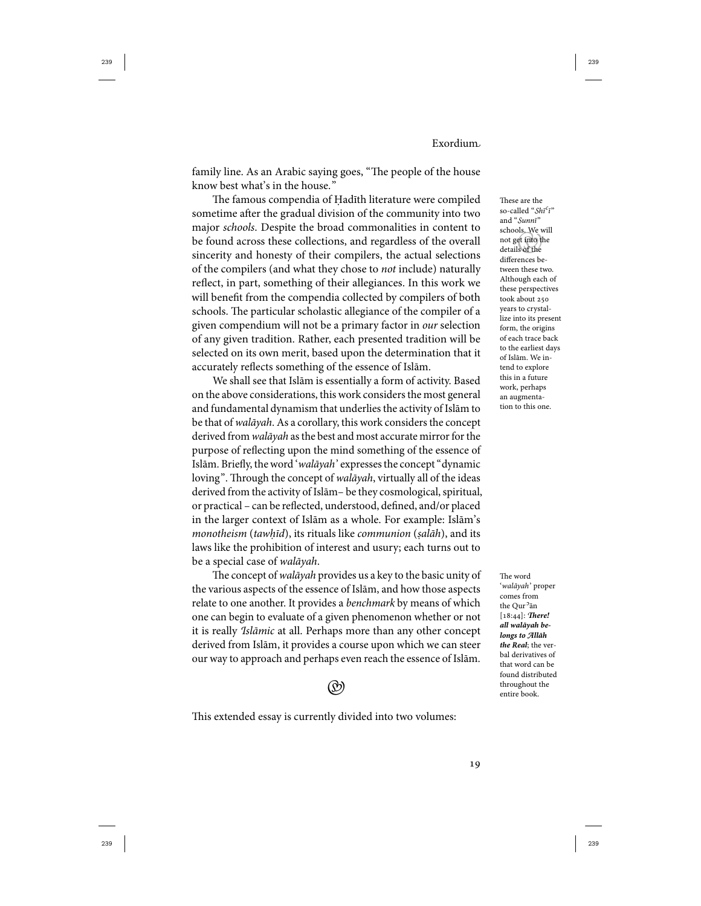family line. As an Arabic saying goes, "The people of the house know best what's in the house."

The famous compendia of Ḥadīth literature were compiled sometime after the gradual division of the community into two major *schools*. Despite the broad commonalities in content to be found across these collections, and regardless of the overall sincerity and honesty of their compilers, the actual selections of the compilers (and what they chose to *not* include) naturally reflect, in part, something of their allegiances. In this work we will benefit from the compendia collected by compilers of both schools. The particular scholastic allegiance of the compiler of a given compendium will not be a primary factor in *our* selection of any given tradition. Rather, each presented tradition will be selected on its own merit, based upon the determination that it accurately reflects something of the essence of Islām.

> These are the so-called "*Shīʿī*" and "*Sunnī*" schools. We will not get into the details of the differences between these two. Although each of these perspectives took about 250 years to crystallize into its present form, the origins of each trace back to the earliest days of Islām. We intend to explore this in a future work, perhaps an augmentation to this one.

We shall see that Islām is essentially a form of activity. Based on the above considerations, this work considers the most general and fundamental dynamism that underlies the activity of Islām to be that of *walāyah*. As a corollary, this work considers the concept derived from *walāyah* as the best and most accurate mirror for the purpose of reflecting upon the mind something of the essence of Islām. Briefly, the word '*walāyah*' expresses the concept "dynamic loving". Through the concept of *walāyah*, virtually all of the ideas derived from the activity of Islām– be they cosmological, spiritual, or practical – can be reflected, understood, defined, and/or placed in the larger context of Islām as a whole. For example: Islām's *monotheism* (*tawḥīd*), its rituals like *communion* (*ṣalāh*), and its laws like the prohibition of interest and usury; each turns out to be a special case of *walāyah*.

The concept of *walāyah* provides us a key to the basic unity of the various aspects of the essence of Islām, and how those aspects relate to one another. It provides a *benchmark* by means of which one can begin to evaluate of a given phenomenon whether or not it is really *Islāmic* at all. Perhaps more than any other concept derived from Islām, it provides a course upon which we can steer our way to approach and perhaps even reach the essence of Islām.

> The word '*walāyah*' proper comes from the Qurʾān [18:44]: ***There! all walāyah belongs to Allāh the Real***; the verbal derivatives of that word can be found distributed throughout the entire book.

This extended essay is currently divided into two volumes: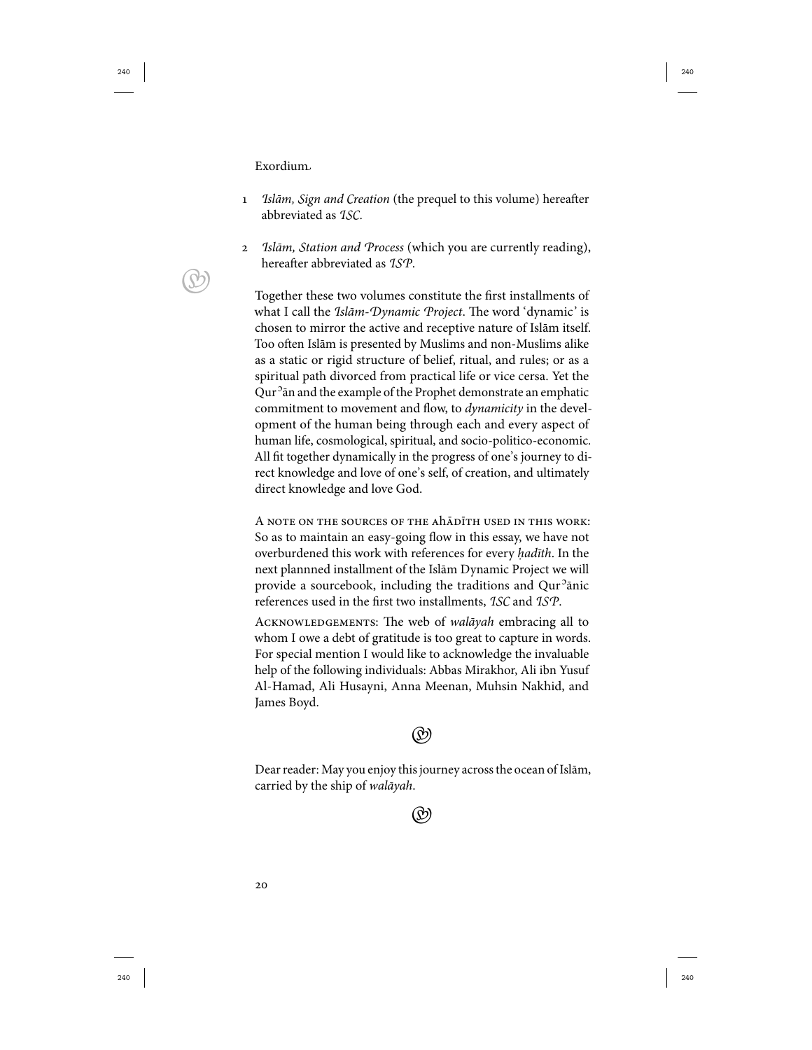Exordium

1 *Islām, Sign and Creation* (the prequel to this volume) hereafter abbreviated as *ISC*.

2 *Islām, Station and Process* (which you are currently reading), hereafter abbreviated as *ISP*.

Together these two volumes constitute the first installments of what I call the *Islām-Dynamic Project*. The word 'dynamic' is chosen to mirror the active and receptive nature of Islām itself. Too often Islām is presented by Muslims and non-Muslims alike as a static or rigid structure of belief, ritual, and rules; or as a spiritual path divorced from practical life or vice cersa. Yet the Qurʾān and the example of the Prophet demonstrate an emphatic commitment to movement and flow, to *dynamicity* in the development of the human being through each and every aspect of human life, cosmological, spiritual, and socio-politico-economic. All fit together dynamically in the progress of one's journey to direct knowledge and love of one's self, of creation, and ultimately direct knowledge and love God.

A NOTE ON THE SOURCES OF THE AḥĀDĪTH USED IN THIS WORK: So as to maintain an easy-going flow in this essay, we have not overburdened this work with references for every *ḥadīth*. In the next plannned installment of the Islām Dynamic Project we will provide a sourcebook, including the traditions and Qurʾānic references used in the first two installments, *ISC* and *ISP*.

ACKNOWLEDGEMENTS: The web of *walāyah* embracing all to whom I owe a debt of gratitude is too great to capture in words. For special mention I would like to acknowledge the invaluable help of the following individuals: Abbas Mirakhor, Ali ibn Yusuf Al-Hamad, Ali Husayni, Anna Meenan, Muhsin Nakhid, and James Boyd.

Dear reader: May you enjoy this journey across the ocean of Islām, carried by the ship of *walāyah*.